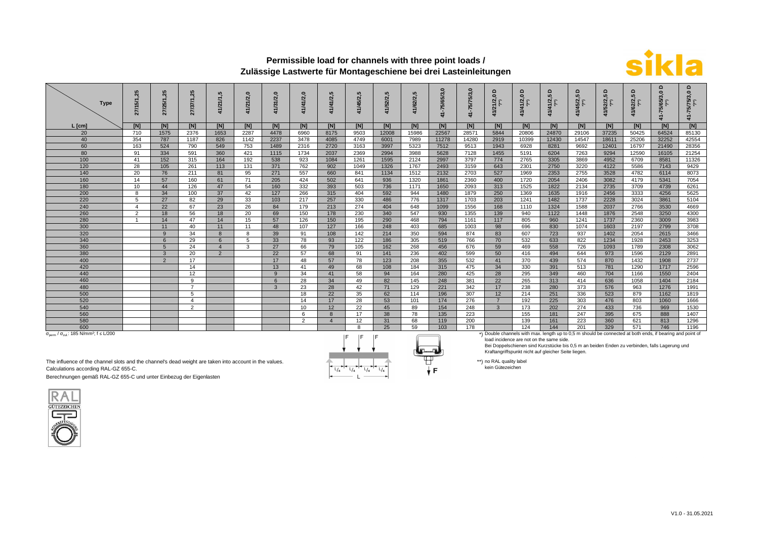# Permissible load for channels with three point loads / Zulässige Lastwerte für Montageschiene bei drei Lasteinleitungen

sikla

| Type / L [cm] | 27/15/1,25 | 27/25/1,25 | 27/37/1,25 | 41/21/1,5 | 41/21/2,0 | 41/31/2,0 | 41/41/2,0 | 41/41/2,5 | 41/45/2,5 | 41/52/2,5 | 41/62/2,5 | 41-75/65/3,0 | 41-75/75/3,0 | 41/21/2,0 D (*) | 41/41/2,0 D (*) | 41/41/2,5 D (*) | 41/45/2,5 D (*) | 41/52/2,5 D (*) | 41/62/2,5 D (*) | 41-75/65/3,0 D (*) | 41-75/75/3,0 D (*) |
|---|---|---|---|---|---|---|---|---|---|---|---|---|---|---|---|---|---|---|---|---|---|
| | [N] | [N] | [N] | [N] | [N] | [N] | [N] | [N] | [N] | [N] | [N] | [N] | [N] | [N] | [N] | [N] | [N] | [N] | [N] | [N] | [N] |
| 20 | 710 | 1575 | 2376 | 1653 | 2287 | 4478 | 6960 | 8175 | 9503 | 12008 | 15986 | 22567 | 28571 | 5844 | 20806 | 24870 | 29106 | 37235 | 50425 | 64524 | 85130 |
| 40 | 354 | 787 | 1187 | 826 | 1142 | 2237 | 3478 | 4085 | 4749 | 6001 | 7989 | 11278 | 14280 | 2919 | 10399 | 12430 | 14547 | 18611 | 25206 | 32252 | 42554 |
| 60 | 163 | 524 | 790 | 549 | 753 | 1489 | 2316 | 2720 | 3163 | 3997 | 5323 | 7512 | 9513 | 1943 | 6928 | 8281 | 9692 | 12401 | 16797 | 21490 | 28356 |
| 80 | 91 | 334 | 591 | 360 | 421 | 1115 | 1734 | 2037 | 2369 | 2994 | 3988 | 5628 | 7128 | 1455 | 5191 | 6204 | 7263 | 9294 | 12590 | 16105 | 21254 |
| 100 | 41 | 152 | 315 | 164 | 192 | 538 | 923 | 1084 | 1261 | 1595 | 2124 | 2997 | 3797 | 774 | 2765 | 3305 | 3869 | 4952 | 6709 | 8581 | 11326 |
| 120 | 28 | 105 | 261 | 113 | 131 | 371 | 762 | 902 | 1049 | 1326 | 1767 | 2493 | 3159 | 643 | 2301 | 2750 | 3220 | 4122 | 5586 | 7143 | 9429 |
| 140 | 20 | 76 | 211 | 81 | 95 | 271 | 557 | 660 | 841 | 1134 | 1512 | 2132 | 2703 | 527 | 1969 | 2353 | 2755 | 3528 | 4782 | 6114 | 8073 |
| 160 | 14 | 57 | 160 | 61 | 71 | 205 | 424 | 502 | 641 | 936 | 1320 | 1861 | 2360 | 400 | 1720 | 2054 | 2406 | 3082 | 4179 | 5341 | 7054 |
| 180 | 10 | 44 | 126 | 47 | 54 | 160 | 332 | 393 | 503 | 736 | 1171 | 1650 | 2093 | 313 | 1525 | 1822 | 2134 | 2735 | 3709 | 4739 | 6261 |
| 200 | 8 | 34 | 100 | 37 | 42 | 127 | 266 | 315 | 404 | 592 | 944 | 1480 | 1879 | 250 | 1369 | 1635 | 1916 | 2456 | 3333 | 4256 | 5625 |
| 220 | 5 | 27 | 82 | 29 | 33 | 103 | 217 | 257 | 330 | 486 | 776 | 1317 | 1703 | 203 | 1241 | 1482 | 1737 | 2228 | 3024 | 3861 | 5104 |
| 240 | 4 | 22 | 67 | 23 | 26 | 84 | 179 | 213 | 274 | 404 | 648 | 1099 | 1556 | 168 | 1110 | 1324 | 1588 | 2037 | 2766 | 3530 | 4669 |
| 260 | 2 | 18 | 56 | 18 | 20 | 69 | 150 | 178 | 230 | 340 | 547 | 930 | 1355 | 139 | 940 | 1122 | 1448 | 1876 | 2548 | 3250 | 4300 |
| 280 | 1 | 14 | 47 | 14 | 15 | 57 | 126 | 150 | 195 | 290 | 468 | 794 | 1161 | 117 | 805 | 960 | 1241 | 1737 | 2360 | 3009 | 3983 |
| 300 | | 11 | 40 | 11 | 11 | 48 | 107 | 127 | 166 | 248 | 403 | 685 | 1003 | 98 | 696 | 830 | 1074 | 1603 | 2197 | 2799 | 3708 |
| 320 | | 9 | 34 | 8 | 8 | 39 | 91 | 108 | 142 | 214 | 350 | 594 | 874 | 83 | 607 | 723 | 937 | 1402 | 2054 | 2615 | 3466 |
| 340 | | 6 | 29 | 6 | 5 | 33 | 78 | 93 | 122 | 186 | 305 | 519 | 766 | 70 | 532 | 633 | 822 | 1234 | 1928 | 2453 | 3253 |
| 360 | | 5 | 24 | 4 | 3 | 27 | 66 | 79 | 105 | 162 | 268 | 456 | 676 | 59 | 469 | 558 | 726 | 1093 | 1789 | 2308 | 3062 |
| 380 | | 3 | 20 | 2 | | 22 | 57 | 68 | 91 | 141 | 236 | 402 | 599 | 50 | 416 | 494 | 644 | 973 | 1596 | 2129 | 2891 |
| 400 | | 2 | 17 | | | 17 | 48 | 57 | 78 | 123 | 208 | 355 | 532 | 41 | 370 | 439 | 574 | 870 | 1432 | 1908 | 2737 |
| 420 | | | 14 | | | 13 | 41 | 49 | 68 | 108 | 184 | 315 | 475 | 34 | 330 | 391 | 513 | 781 | 1290 | 1717 | 2596 |
| 440 | | | 12 | | | 9 | 34 | 41 | 58 | 94 | 164 | 280 | 425 | 28 | 295 | 349 | 460 | 704 | 1166 | 1550 | 2404 |
| 460 | | | 9 | | | 6 | 28 | 34 | 49 | 82 | 145 | 248 | 381 | 22 | 265 | 313 | 414 | 636 | 1058 | 1404 | 2184 |
| 480 | | | 7 | | | 3 | 23 | 28 | 42 | 71 | 129 | 221 | 342 | 17 | 238 | 280 | 373 | 576 | 963 | 1276 | 1991 |
| 500 | | | 5 | | | | 18 | 22 | 35 | 62 | 114 | 196 | 307 | 12 | 214 | 251 | 336 | 523 | 879 | 1162 | 1819 |
| 520 | | | 4 | | | | 14 | 17 | 28 | 53 | 101 | 174 | 276 | 7 | 192 | 225 | 303 | 476 | 803 | 1060 | 1666 |
| 540 | | | 2 | | | | 10 | 12 | 22 | 45 | 89 | 154 | 248 | 3 | 173 | 202 | 274 | 433 | 736 | 969 | 1530 |
| 560 | | | | | | | 6 | 8 | 17 | 38 | 78 | 135 | 223 | | 155 | 181 | 247 | 395 | 675 | 888 | 1407 |
| 580 | | | | | | | 2 | 4 | 12 | 31 | 68 | 119 | 200 | | 139 | 161 | 223 | 360 | 621 | 813 | 1296 |
| 600 | | | | | | | | | 8 | 25 | 59 | 103 | 178 | | 124 | 144 | 201 | 329 | 571 | 746 | 1196 |

$\sigma_{perm}$ / $\sigma_{zul.}$: 185 N/mm²; f ≤ L/200

F F F — L/4 L/4 L/4 L/4 — L

*) Double channels with max. length up to 0,5 m should be connected at both ends, if bearing and point of load incidence are not on the same side.
Bei Doppelschienen sind Kurzstücke bis 0,5 m an beiden Enden zu verbinden, falls Lagerung und Kraftangriffspunkt nicht auf gleicher Seite liegen.

**) no RAL quality label
kein Gütezeichen

The influence of the channel slots and the channel's dead weight are taken into account in the values.
Calculations according RAL-GZ 655-C.

Berechnungen gemäß RAL-GZ 655-C und unter Einbezug der Eigenlasten

RAL GÜTEZEICHEN ROHRBEFESTIGUNG

V1.0 - 31.05.2021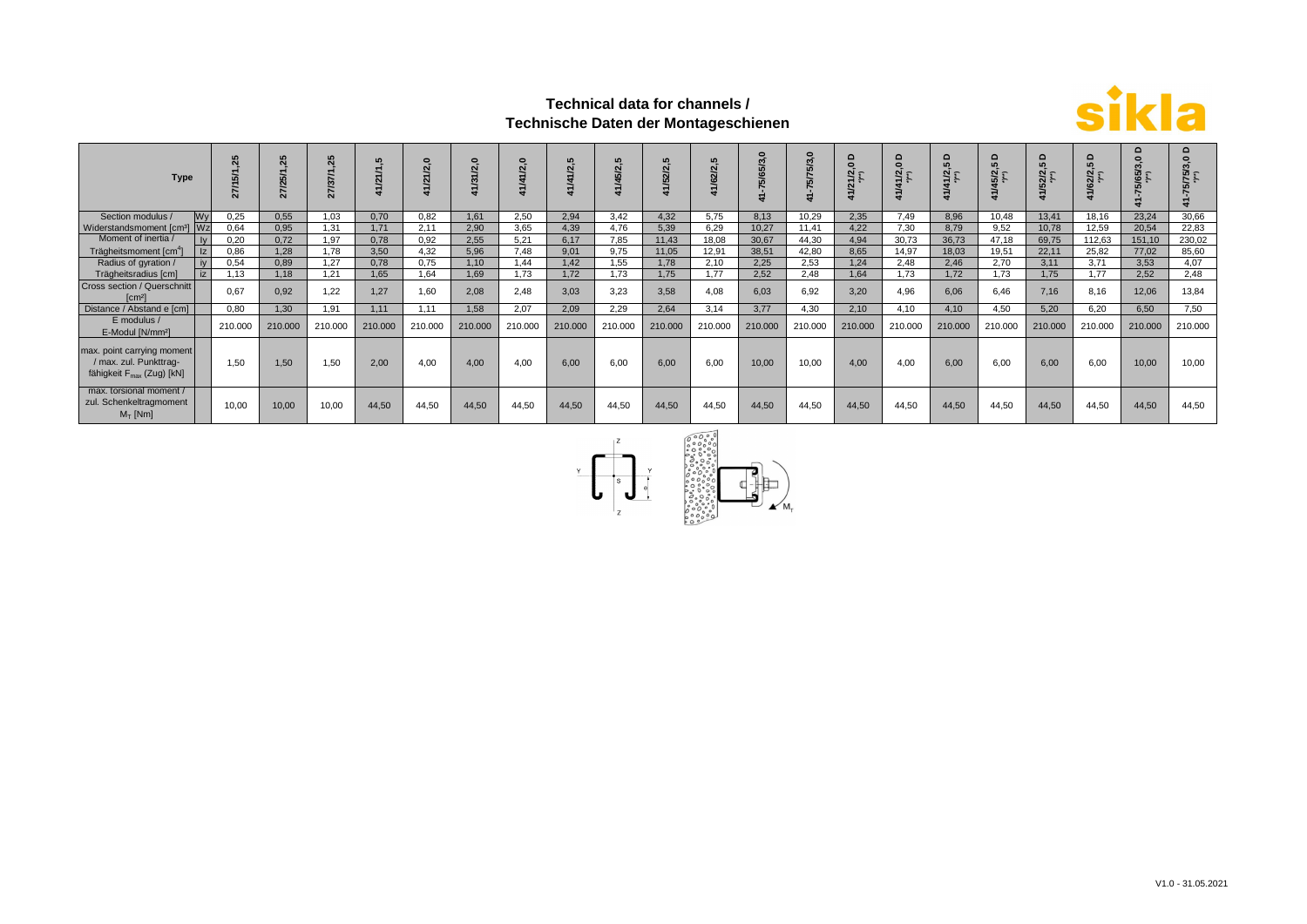# Technical data for channels / Technische Daten der Montageschienen

sikla

| Type | | 27/15/1,25 | 27/25/1,25 | 27/37/1,25 | 41/21/1,5 | 41/21/2,0 | 41/31/2,0 | 41/41/2,0 | 41/41/2,5 | 41/45/2,5 | 41/52/2,5 | 41/62/2,5 | 41-75/65/3,0 | 41-75/75/3,0 | 41/21/2,0 D *) | 41/41/2,0 D *) | 41/41/2,5 D *) | 41/45/2,5 D *) | 41/52/2,5 D *) | 41/62/2,5 D *) | 41-75/65/3,0 D *) | 41-75/75/3,0 D *) |
|---|---|---|---|---|---|---|---|---|---|---|---|---|---|---|---|---|---|---|---|---|---|---|
| Section modulus / | Wy | 0,25 | 0,55 | 1,03 | 0,70 | 0,82 | 1,61 | 2,50 | 2,94 | 3,42 | 4,32 | 5,75 | 8,13 | 10,29 | 2,35 | 7,49 | 8,96 | 10,48 | 13,41 | 18,16 | 23,24 | 30,66 |
| Widerstandsmoment [cm³] | Wz | 0,64 | 0,95 | 1,31 | 1,71 | 2,11 | 2,90 | 3,65 | 4,39 | 4,76 | 5,39 | 6,29 | 10,27 | 11,41 | 4,22 | 7,30 | 8,79 | 9,52 | 10,78 | 12,59 | 20,54 | 22,83 |
| Moment of inertia / | Iy | 0,20 | 0,72 | 1,97 | 0,78 | 0,92 | 2,55 | 5,21 | 6,17 | 7,85 | 11,43 | 18,08 | 30,67 | 44,30 | 4,94 | 30,73 | 36,73 | 47,18 | 69,75 | 112,63 | 151,10 | 230,02 |
| Trägheitsmoment [cm⁴] | Iz | 0,86 | 1,28 | 1,78 | 3,50 | 4,32 | 5,96 | 7,48 | 9,01 | 9,75 | 11,05 | 12,91 | 38,51 | 42,80 | 8,65 | 14,97 | 18,03 | 19,51 | 22,11 | 25,82 | 77,02 | 85,60 |
| Radius of gyration / | iy | 0,54 | 0,89 | 1,27 | 0,78 | 0,75 | 1,10 | 1,44 | 1,42 | 1,55 | 1,78 | 2,10 | 2,25 | 2,53 | 1,24 | 2,48 | 2,46 | 2,70 | 3,11 | 3,71 | 3,53 | 4,07 |
| Trägheitsradius [cm] | iz | 1,13 | 1,18 | 1,21 | 1,65 | 1,64 | 1,69 | 1,73 | 1,72 | 1,73 | 1,75 | 1,77 | 2,52 | 2,48 | 1,64 | 1,73 | 1,72 | 1,73 | 1,75 | 1,77 | 2,52 | 2,48 |
| Cross section / Querschnitt [cm²] | | 0,67 | 0,92 | 1,22 | 1,27 | 1,60 | 2,08 | 2,48 | 3,03 | 3,23 | 3,58 | 4,08 | 6,03 | 6,92 | 3,20 | 4,96 | 6,06 | 6,46 | 7,16 | 8,16 | 12,06 | 13,84 |
| Distance / Abstand e [cm] | | 0,80 | 1,30 | 1,91 | 1,11 | 1,11 | 1,58 | 2,07 | 2,09 | 2,29 | 2,64 | 3,14 | 3,77 | 4,30 | 2,10 | 4,10 | 4,10 | 4,50 | 5,20 | 6,20 | 6,50 | 7,50 |
| E modulus / E-Modul [N/mm²] | | 210.000 | 210.000 | 210.000 | 210.000 | 210.000 | 210.000 | 210.000 | 210.000 | 210.000 | 210.000 | 210.000 | 210.000 | 210.000 | 210.000 | 210.000 | 210.000 | 210.000 | 210.000 | 210.000 | 210.000 | 210.000 |
| max. point carrying moment / max. zul. Punkttragfähigkeit $F_{max}$ (Zug) [kN] | | 1,50 | 1,50 | 1,50 | 2,00 | 4,00 | 4,00 | 4,00 | 6,00 | 6,00 | 6,00 | 6,00 | 10,00 | 10,00 | 4,00 | 4,00 | 6,00 | 6,00 | 6,00 | 6,00 | 10,00 | 10,00 |
| max. torsional moment / zul. Schenkeltragmoment $M_T$ [Nm] | | 10,00 | 10,00 | 10,00 | 44,50 | 44,50 | 44,50 | 44,50 | 44,50 | 44,50 | 44,50 | 44,50 | 44,50 | 44,50 | 44,50 | 44,50 | 44,50 | 44,50 | 44,50 | 44,50 | 44,50 | 44,50 |

Y Z S e $M_T$

V1.0 - 31.05.2021